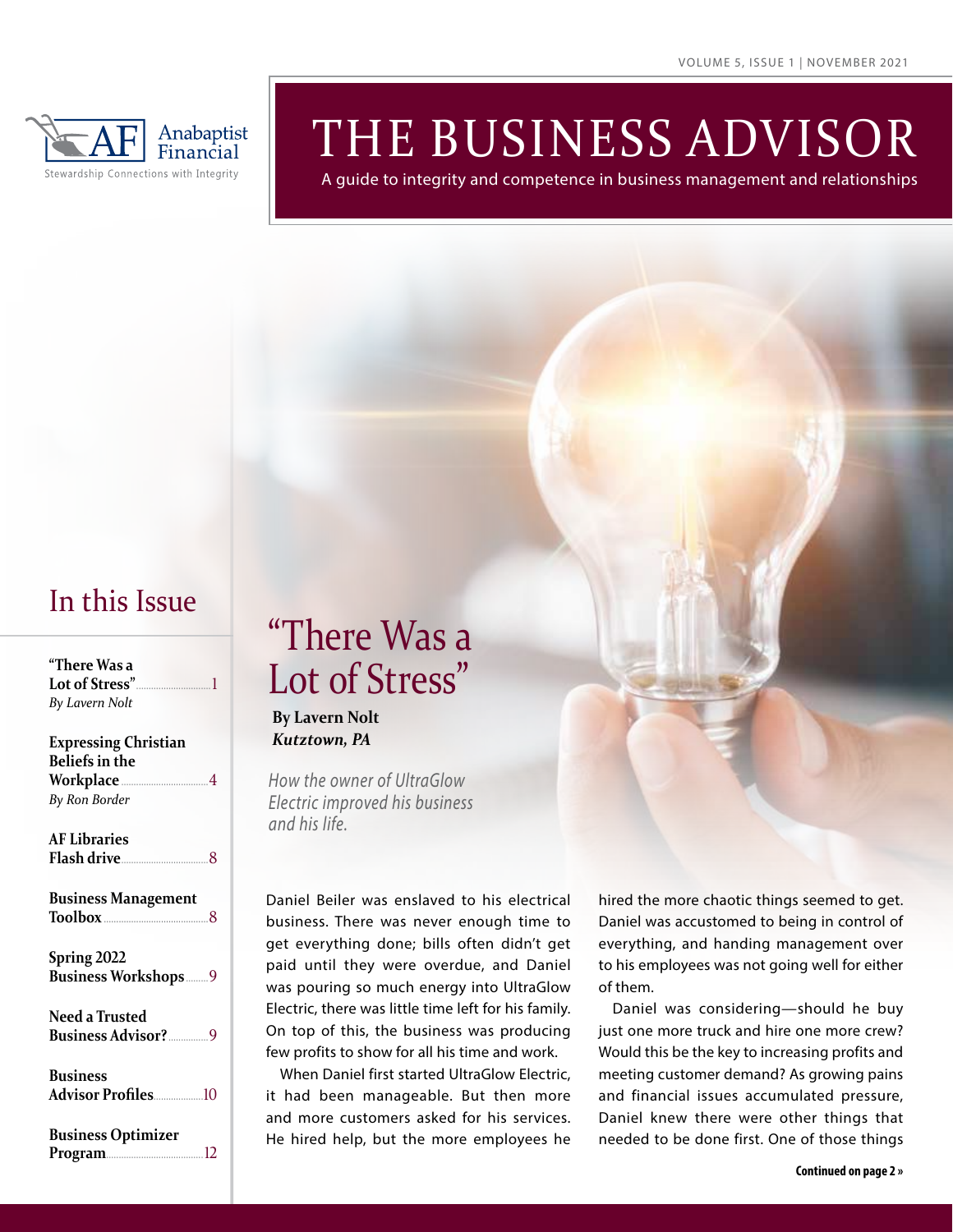Anabaptist Financial

Stewardship Connections with Integrity

# THE BUSINESS ADVISOR

A guide to integrity and competence in business management and relationships

## In this Issue

- **"There Was a Lot of Stress"** ....1 *By Lavern Nolt*
- **Expressing Christian Beliefs in the Workplace** ....4 *By Ron Border*
- **AF Libraries Flash drive** ....8
- **Business Management Toolbox** ....8
- **Spring 2022 Business Workshops** ....9
- **Need a Trusted Business Advisor?** ....9
- **Business Advisor Profiles** ....10
- **Business Optimizer Program** ....12

## "There Was a Lot of Stress"

**By Lavern Nolt**
***Kutztown, PA***

*How the owner of UltraGlow Electric improved his business and his life.*

Daniel Beiler was enslaved to his electrical business. There was never enough time to get everything done; bills often didn't get paid until they were overdue, and Daniel was pouring so much energy into UltraGlow Electric, there was little time left for his family. On top of this, the business was producing few profits to show for all his time and work.

When Daniel first started UltraGlow Electric, it had been manageable. But then more and more customers asked for his services. He hired help, but the more employees he hired the more chaotic things seemed to get. Daniel was accustomed to being in control of everything, and handing management over to his employees was not going well for either of them.

Daniel was considering—should he buy just one more truck and hire one more crew? Would this be the key to increasing profits and meeting customer demand? As growing pains and financial issues accumulated pressure, Daniel knew there were other things that needed to be done first. One of those things

**Continued on page 2 »**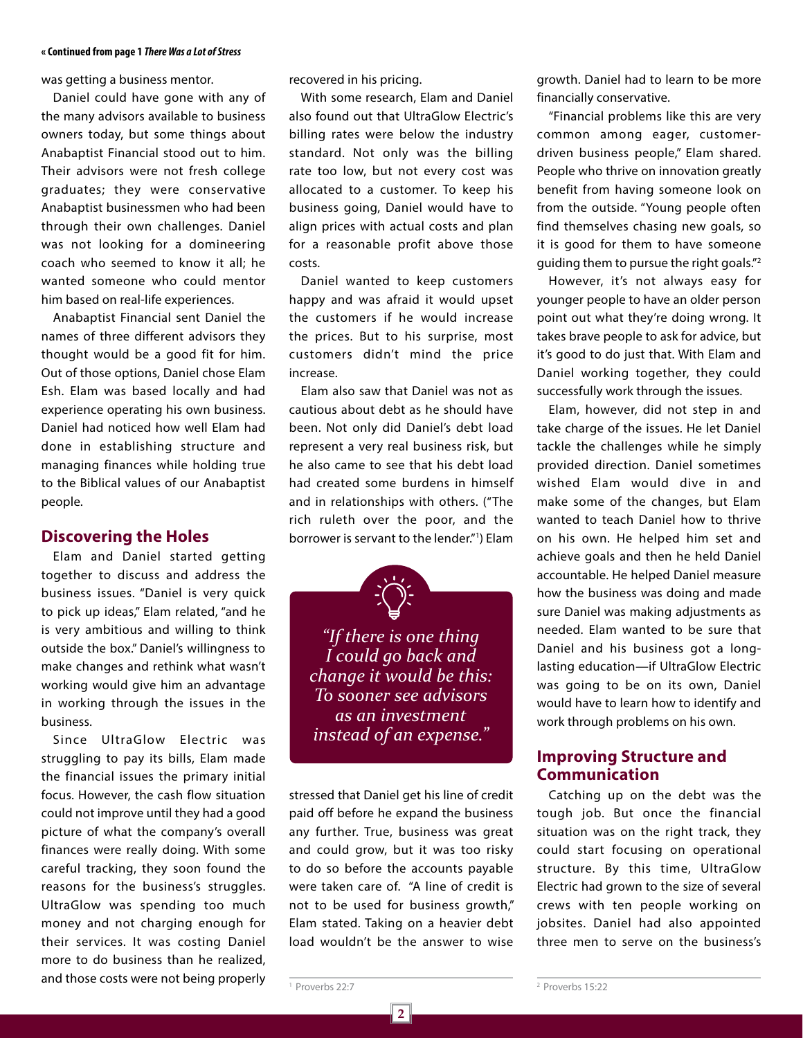was getting a business mentor.

Daniel could have gone with any of the many advisors available to business owners today, but some things about Anabaptist Financial stood out to him. Their advisors were not fresh college graduates; they were conservative Anabaptist businessmen who had been through their own challenges. Daniel was not looking for a domineering coach who seemed to know it all; he wanted someone who could mentor him based on real-life experiences.

Anabaptist Financial sent Daniel the names of three different advisors they thought would be a good fit for him. Out of those options, Daniel chose Elam Esh. Elam was based locally and had experience operating his own business. Daniel had noticed how well Elam had done in establishing structure and managing finances while holding true to the Biblical values of our Anabaptist people.

## Discovering the Holes

Elam and Daniel started getting together to discuss and address the business issues. "Daniel is very quick to pick up ideas," Elam related, "and he is very ambitious and willing to think outside the box." Daniel's willingness to make changes and rethink what wasn't working would give him an advantage in working through the issues in the business.

Since UltraGlow Electric was struggling to pay its bills, Elam made the financial issues the primary initial focus. However, the cash flow situation could not improve until they had a good picture of what the company's overall finances were really doing. With some careful tracking, they soon found the reasons for the business's struggles. UltraGlow was spending too much money and not charging enough for their services. It was costing Daniel more to do business than he realized, and those costs were not being properly recovered in his pricing.

With some research, Elam and Daniel also found out that UltraGlow Electric's billing rates were below the industry standard. Not only was the billing rate too low, but not every cost was allocated to a customer. To keep his business going, Daniel would have to align prices with actual costs and plan for a reasonable profit above those costs.

Daniel wanted to keep customers happy and was afraid it would upset the customers if he would increase the prices. But to his surprise, most customers didn't mind the price increase.

Elam also saw that Daniel was not as cautious about debt as he should have been. Not only did Daniel's debt load represent a very real business risk, but he also came to see that his debt load had created some burdens in himself and in relationships with others. ("The rich ruleth over the poor, and the borrower is servant to the lender."[1]) Elam stressed that Daniel get his line of credit paid off before he expand the business any further. True, business was great and could grow, but it was too risky to do so before the accounts payable were taken care of. "A line of credit is not to be used for business growth," Elam stated. Taking on a heavier debt load wouldn't be the answer to wise growth. Daniel had to learn to be more financially conservative.

> *"If there is one thing I could go back and change it would be this: To sooner see advisors as an investment instead of an expense."*

"Financial problems like this are very common among eager, customer-driven business people," Elam shared. People who thrive on innovation greatly benefit from having someone look on from the outside. "Young people often find themselves chasing new goals, so it is good for them to have someone guiding them to pursue the right goals."[2]

However, it's not always easy for younger people to have an older person point out what they're doing wrong. It takes brave people to ask for advice, but it's good to do just that. With Elam and Daniel working together, they could successfully work through the issues.

Elam, however, did not step in and take charge of the issues. He let Daniel tackle the challenges while he simply provided direction. Daniel sometimes wished Elam would dive in and make some of the changes, but Elam wanted to teach Daniel how to thrive on his own. He helped him set and achieve goals and then he held Daniel accountable. He helped Daniel measure how the business was doing and made sure Daniel was making adjustments as needed. Elam wanted to be sure that Daniel and his business got a long-lasting education—if UltraGlow Electric was going to be on its own, Daniel would have to learn how to identify and work through problems on his own.

## Improving Structure and Communication

Catching up on the debt was the tough job. But once the financial situation was on the right track, they could start focusing on operational structure. By this time, UltraGlow Electric had grown to the size of several crews with ten people working on jobsites. Daniel had also appointed three men to serve on the business's

[1] Proverbs 22:7

[2] Proverbs 15:22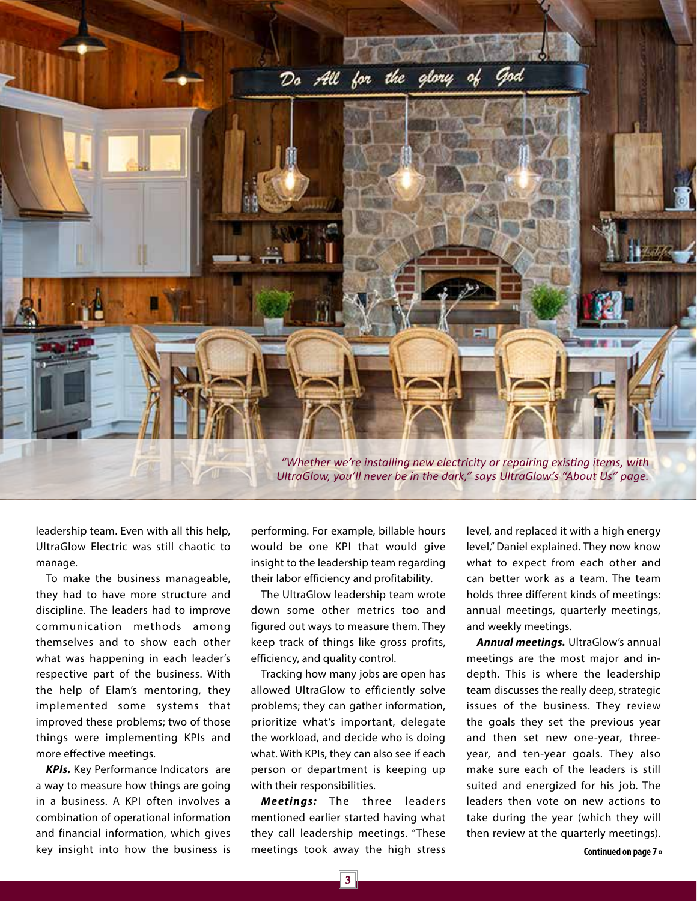*"Whether we're installing new electricity or repairing existing items, with UltraGlow, you'll never be in the dark," says UltraGlow's "About Us" page.*

leadership team. Even with all this help, UltraGlow Electric was still chaotic to manage.

To make the business manageable, they had to have more structure and discipline. The leaders had to improve communication methods among themselves and to show each other what was happening in each leader's respective part of the business. With the help of Elam's mentoring, they implemented some systems that improved these problems; two of those things were implementing KPIs and more effective meetings.

***KPIs.*** Key Performance Indicators are a way to measure how things are going in a business. A KPI often involves a combination of operational information and financial information, which gives key insight into how the business is performing. For example, billable hours would be one KPI that would give insight to the leadership team regarding their labor efficiency and profitability.

The UltraGlow leadership team wrote down some other metrics too and figured out ways to measure them. They keep track of things like gross profits, efficiency, and quality control.

Tracking how many jobs are open has allowed UltraGlow to efficiently solve problems; they can gather information, prioritize what's important, delegate the workload, and decide who is doing what. With KPIs, they can also see if each person or department is keeping up with their responsibilities.

***Meetings:*** The three leaders mentioned earlier started having what they call leadership meetings. "These meetings took away the high stress level, and replaced it with a high energy level," Daniel explained. They now know what to expect from each other and can better work as a team. The team holds three different kinds of meetings: annual meetings, quarterly meetings, and weekly meetings.

***Annual meetings.*** UltraGlow's annual meetings are the most major and in-depth. This is where the leadership team discusses the really deep, strategic issues of the business. They review the goals they set the previous year and then set new one-year, three-year, and ten-year goals. They also make sure each of the leaders is still suited and energized for his job. The leaders then vote on new actions to take during the year (which they will then review at the quarterly meetings).

**Continued on page 7 »**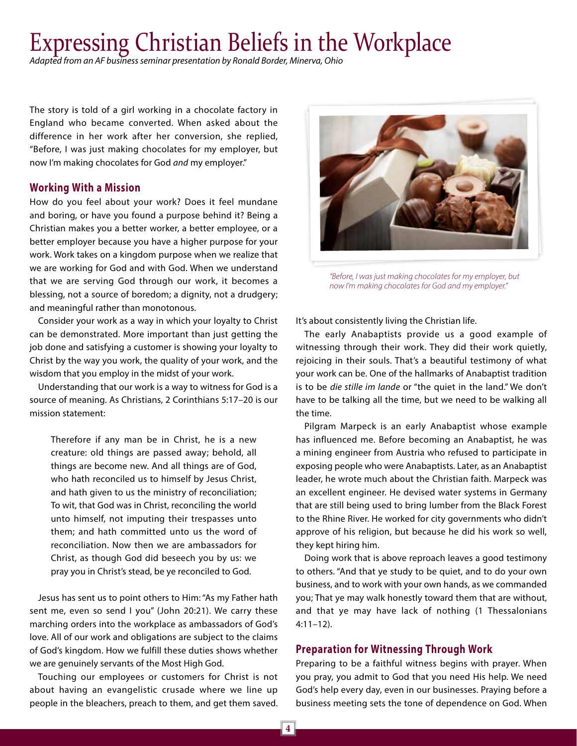# Expressing Christian Beliefs in the Workplace

*Adapted from an AF business seminar presentation by Ronald Border, Minerva, Ohio*

The story is told of a girl working in a chocolate factory in England who became converted. When asked about the difference in her work after her conversion, she replied, "Before, I was just making chocolates for my employer, but now I'm making chocolates for God *and* my employer."

## Working With a Mission

How do you feel about your work? Does it feel mundane and boring, or have you found a purpose behind it? Being a Christian makes you a better worker, a better employee, or a better employer because you have a higher purpose for your work. Work takes on a kingdom purpose when we realize that we are working for God and with God. When we understand that we are serving God through our work, it becomes a blessing, not a source of boredom; a dignity, not a drudgery; and meaningful rather than monotonous.

Consider your work as a way in which your loyalty to Christ can be demonstrated. More important than just getting the job done and satisfying a customer is showing your loyalty to Christ by the way you work, the quality of your work, and the wisdom that you employ in the midst of your work.

Understanding that our work is a way to witness for God is a source of meaning. As Christians, 2 Corinthians 5:17–20 is our mission statement:

> Therefore if any man be in Christ, he is a new creature: old things are passed away; behold, all things are become new. And all things are of God, who hath reconciled us to himself by Jesus Christ, and hath given to us the ministry of reconciliation; To wit, that God was in Christ, reconciling the world unto himself, not imputing their trespasses unto them; and hath committed unto us the word of reconciliation. Now then we are ambassadors for Christ, as though God did beseech you by us: we pray you in Christ's stead, be ye reconciled to God.

Jesus has sent us to point others to Him: "As my Father hath sent me, even so send I you" (John 20:21). We carry these marching orders into the workplace as ambassadors of God's love. All of our work and obligations are subject to the claims of God's kingdom. How we fulfill these duties shows whether we are genuinely servants of the Most High God.

Touching our employees or customers for Christ is not about having an evangelistic crusade where we line up people in the bleachers, preach to them, and get them saved. It's about consistently living the Christian life.

*"Before, I was just making chocolates for my employer, but now I'm making chocolates for God and my employer."*

The early Anabaptists provide us a good example of witnessing through their work. They did their work quietly, rejoicing in their souls. That's a beautiful testimony of what your work can be. One of the hallmarks of Anabaptist tradition is to be *die stille im lande* or "the quiet in the land." We don't have to be talking all the time, but we need to be walking all the time.

Pilgram Marpeck is an early Anabaptist whose example has influenced me. Before becoming an Anabaptist, he was a mining engineer from Austria who refused to participate in exposing people who were Anabaptists. Later, as an Anabaptist leader, he wrote much about the Christian faith. Marpeck was an excellent engineer. He devised water systems in Germany that are still being used to bring lumber from the Black Forest to the Rhine River. He worked for city governments who didn't approve of his religion, but because he did his work so well, they kept hiring him.

Doing work that is above reproach leaves a good testimony to others. "And that ye study to be quiet, and to do your own business, and to work with your own hands, as we commanded you; That ye may walk honestly toward them that are without, and that ye may have lack of nothing (1 Thessalonians 4:11–12).

## Preparation for Witnessing Through Work

Preparing to be a faithful witness begins with prayer. When you pray, you admit to God that you need His help. We need God's help every day, even in our businesses. Praying before a business meeting sets the tone of dependence on God. When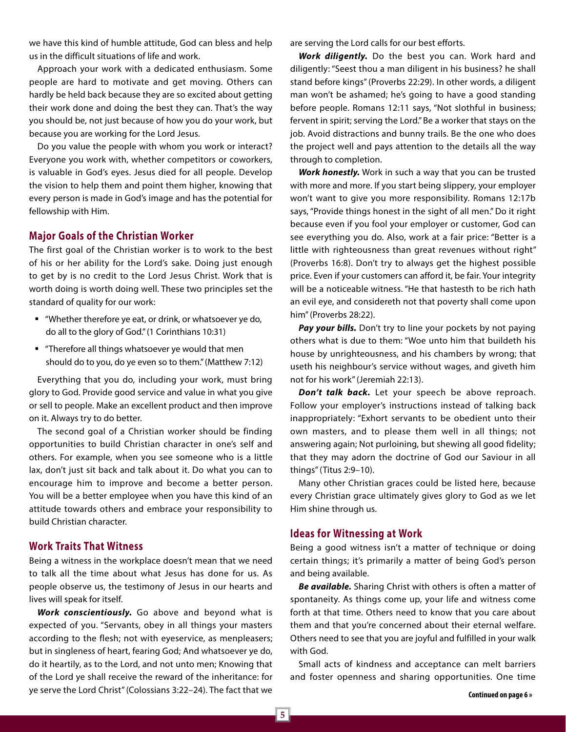we have this kind of humble attitude, God can bless and help us in the difficult situations of life and work.

Approach your work with a dedicated enthusiasm. Some people are hard to motivate and get moving. Others can hardly be held back because they are so excited about getting their work done and doing the best they can. That's the way you should be, not just because of how you do your work, but because you are working for the Lord Jesus.

Do you value the people with whom you work or interact? Everyone you work with, whether competitors or coworkers, is valuable in God's eyes. Jesus died for all people. Develop the vision to help them and point them higher, knowing that every person is made in God's image and has the potential for fellowship with Him.

## Major Goals of the Christian Worker

The first goal of the Christian worker is to work to the best of his or her ability for the Lord's sake. Doing just enough to get by is no credit to the Lord Jesus Christ. Work that is worth doing is worth doing well. These two principles set the standard of quality for our work:

- "Whether therefore ye eat, or drink, or whatsoever ye do, do all to the glory of God." (1 Corinthians 10:31)
- "Therefore all things whatsoever ye would that men should do to you, do ye even so to them." (Matthew 7:12)

Everything that you do, including your work, must bring glory to God. Provide good service and value in what you give or sell to people. Make an excellent product and then improve on it. Always try to do better.

The second goal of a Christian worker should be finding opportunities to build Christian character in one's self and others. For example, when you see someone who is a little lax, don't just sit back and talk about it. Do what you can to encourage him to improve and become a better person. You will be a better employee when you have this kind of an attitude towards others and embrace your responsibility to build Christian character.

## Work Traits That Witness

Being a witness in the workplace doesn't mean that we need to talk all the time about what Jesus has done for us. As people observe us, the testimony of Jesus in our hearts and lives will speak for itself.

***Work conscientiously.*** Go above and beyond what is expected of you. "Servants, obey in all things your masters according to the flesh; not with eyeservice, as menpleasers; but in singleness of heart, fearing God; And whatsoever ye do, do it heartily, as to the Lord, and not unto men; Knowing that of the Lord ye shall receive the reward of the inheritance: for ye serve the Lord Christ" (Colossians 3:22–24). The fact that we are serving the Lord calls for our best efforts.

***Work diligently.*** Do the best you can. Work hard and diligently: "Seest thou a man diligent in his business? he shall stand before kings" (Proverbs 22:29). In other words, a diligent man won't be ashamed; he's going to have a good standing before people. Romans 12:11 says, "Not slothful in business; fervent in spirit; serving the Lord." Be a worker that stays on the job. Avoid distractions and bunny trails. Be the one who does the project well and pays attention to the details all the way through to completion.

***Work honestly.*** Work in such a way that you can be trusted with more and more. If you start being slippery, your employer won't want to give you more responsibility. Romans 12:17b says, "Provide things honest in the sight of all men." Do it right because even if you fool your employer or customer, God can see everything you do. Also, work at a fair price: "Better is a little with righteousness than great revenues without right" (Proverbs 16:8). Don't try to always get the highest possible price. Even if your customers can afford it, be fair. Your integrity will be a noticeable witness. "He that hasteth to be rich hath an evil eye, and considereth not that poverty shall come upon him" (Proverbs 28:22).

***Pay your bills.*** Don't try to line your pockets by not paying others what is due to them: "Woe unto him that buildeth his house by unrighteousness, and his chambers by wrong; that useth his neighbour's service without wages, and giveth him not for his work" (Jeremiah 22:13).

***Don't talk back.*** Let your speech be above reproach. Follow your employer's instructions instead of talking back inappropriately: "Exhort servants to be obedient unto their own masters, and to please them well in all things; not answering again; Not purloining, but shewing all good fidelity; that they may adorn the doctrine of God our Saviour in all things" (Titus 2:9–10).

Many other Christian graces could be listed here, because every Christian grace ultimately gives glory to God as we let Him shine through us.

## Ideas for Witnessing at Work

Being a good witness isn't a matter of technique or doing certain things; it's primarily a matter of being God's person and being available.

***Be available.*** Sharing Christ with others is often a matter of spontaneity. As things come up, your life and witness come forth at that time. Others need to know that you care about them and that you're concerned about their eternal welfare. Others need to see that you are joyful and fulfilled in your walk with God.

Small acts of kindness and acceptance can melt barriers and foster openness and sharing opportunities. One time

**Continued on page 6 »**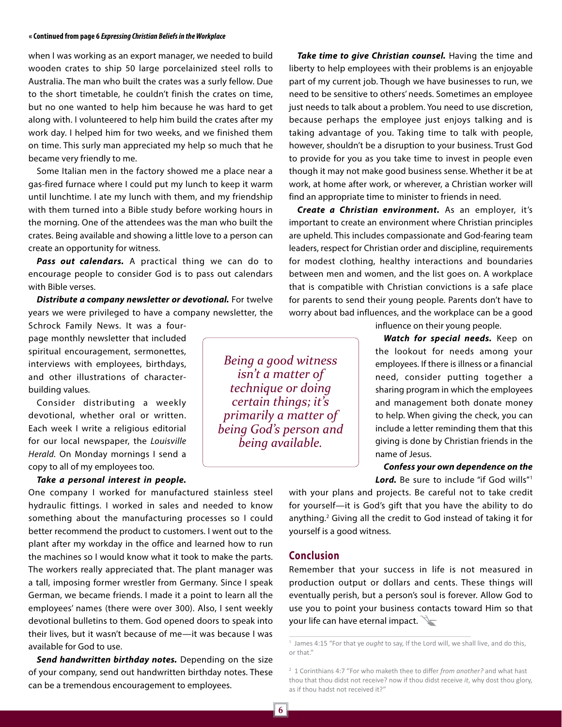« Continued from page 6 *Expressing Christian Beliefs in the Workplace*

when I was working as an export manager, we needed to build wooden crates to ship 50 large porcelainized steel rolls to Australia. The man who built the crates was a surly fellow. Due to the short timetable, he couldn't finish the crates on time, but no one wanted to help him because he was hard to get along with. I volunteered to help him build the crates after my work day. I helped him for two weeks, and we finished them on time. This surly man appreciated my help so much that he became very friendly to me.

Some Italian men in the factory showed me a place near a gas-fired furnace where I could put my lunch to keep it warm until lunchtime. I ate my lunch with them, and my friendship with them turned into a Bible study before working hours in the morning. One of the attendees was the man who built the crates. Being available and showing a little love to a person can create an opportunity for witness.

***Pass out calendars.*** A practical thing we can do to encourage people to consider God is to pass out calendars with Bible verses.

***Distribute a company newsletter or devotional.*** For twelve years we were privileged to have a company newsletter, the Schrock Family News. It was a four-page monthly newsletter that included spiritual encouragement, sermonettes, interviews with employees, birthdays, and other illustrations of character-building values.

Consider distributing a weekly devotional, whether oral or written. Each week I write a religious editorial for our local newspaper, the *Louisville Herald.* On Monday mornings I send a copy to all of my employees too.

***Take a personal interest in people.*** One company I worked for manufactured stainless steel hydraulic fittings. I worked in sales and needed to know something about the manufacturing processes so I could better recommend the product to customers. I went out to the plant after my workday in the office and learned how to run the machines so I would know what it took to make the parts. The workers really appreciated that. The plant manager was a tall, imposing former wrestler from Germany. Since I speak German, we became friends. I made it a point to learn all the employees' names (there were over 300). Also, I sent weekly devotional bulletins to them. God opened doors to speak into their lives, but it wasn't because of me—it was because I was available for God to use.

***Send handwritten birthday notes.*** Depending on the size of your company, send out handwritten birthday notes. These can be a tremendous encouragement to employees.

> *Being a good witness isn't a matter of technique or doing certain things; it's primarily a matter of being God's person and being available.*

***Take time to give Christian counsel.*** Having the time and liberty to help employees with their problems is an enjoyable part of my current job. Though we have businesses to run, we need to be sensitive to others' needs. Sometimes an employee just needs to talk about a problem. You need to use discretion, because perhaps the employee just enjoys talking and is taking advantage of you. Taking time to talk with people, however, shouldn't be a disruption to your business. Trust God to provide for you as you take time to invest in people even though it may not make good business sense. Whether it be at work, at home after work, or wherever, a Christian worker will find an appropriate time to minister to friends in need.

***Create a Christian environment.*** As an employer, it's important to create an environment where Christian principles are upheld. This includes compassionate and God-fearing team leaders, respect for Christian order and discipline, requirements for modest clothing, healthy interactions and boundaries between men and women, and the list goes on. A workplace that is compatible with Christian convictions is a safe place for parents to send their young people. Parents don't have to worry about bad influences, and the workplace can be a good influence on their young people.

***Watch for special needs.*** Keep on the lookout for needs among your employees. If there is illness or a financial need, consider putting together a sharing program in which the employees and management both donate money to help. When giving the check, you can include a letter reminding them that this giving is done by Christian friends in the name of Jesus.

***Confess your own dependence on the Lord.*** Be sure to include "if God wills"[1] with your plans and projects. Be careful not to take credit for yourself—it is God's gift that you have the ability to do anything.[2] Giving all the credit to God instead of taking it for yourself is a good witness.

## Conclusion

Remember that your success in life is not measured in production output or dollars and cents. These things will eventually perish, but a person's soul is forever. Allow God to use you to point your business contacts toward Him so that your life can have eternal impact.

---

[1] James 4:15 "For that ye *ought* to say, If the Lord will, we shall live, and do this, or that."

[2] 1 Corinthians 4:7 "For who maketh thee to differ *from another?* and what hast thou that thou didst not receive? now if thou didst receive *it*, why dost thou glory, as if thou hadst not received it?"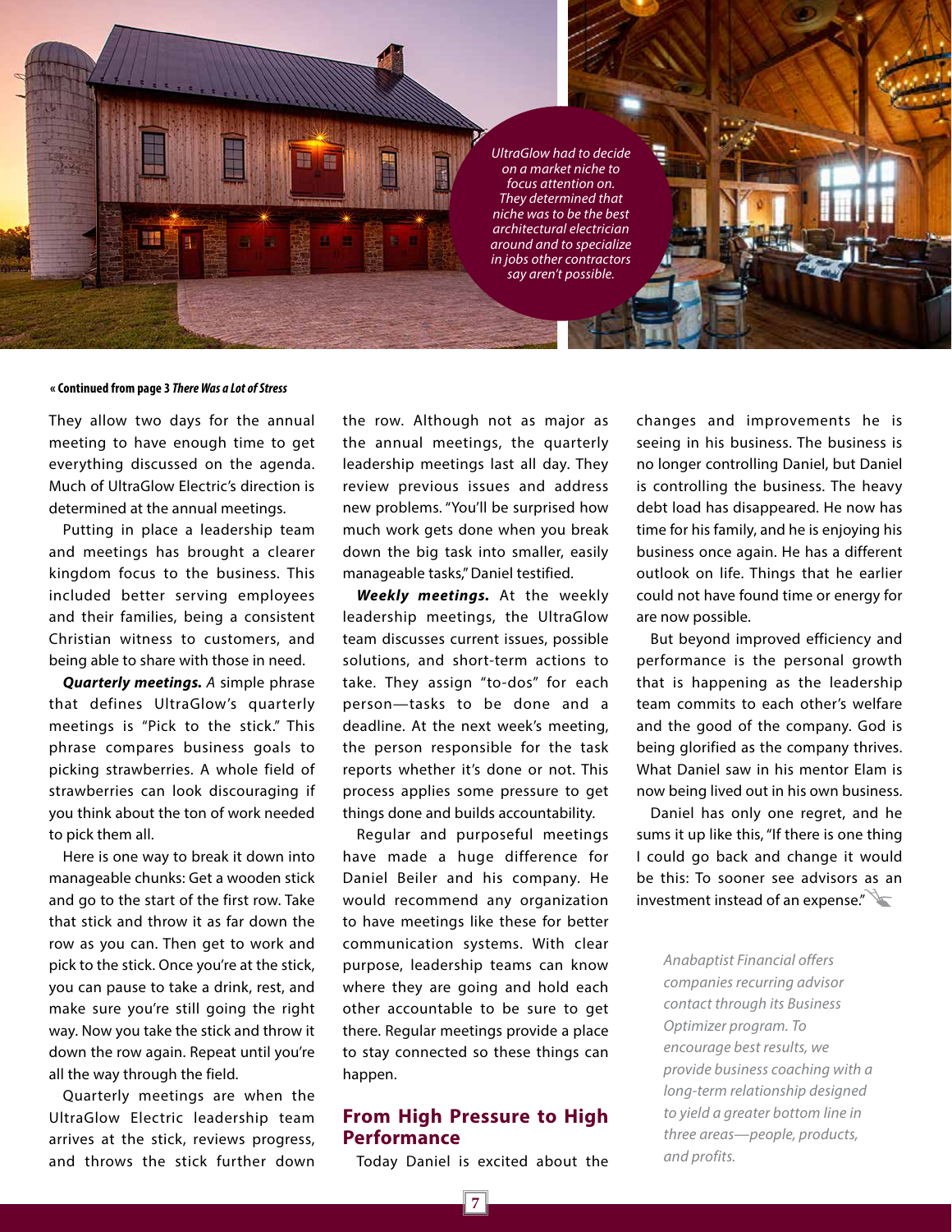*UltraGlow had to decide on a market niche to focus attention on. They determined that niche was to be the best architectural electrician around and to specialize in jobs other contractors say aren't possible.*

**« Continued from page 3 *There Was a Lot of Stress***

They allow two days for the annual meeting to have enough time to get everything discussed on the agenda. Much of UltraGlow Electric's direction is determined at the annual meetings.

Putting in place a leadership team and meetings has brought a clearer kingdom focus to the business. This included better serving employees and their families, being a consistent Christian witness to customers, and being able to share with those in need.

***Quarterly meetings.*** A simple phrase that defines UltraGlow's quarterly meetings is "Pick to the stick." This phrase compares business goals to picking strawberries. A whole field of strawberries can look discouraging if you think about the ton of work needed to pick them all.

Here is one way to break it down into manageable chunks: Get a wooden stick and go to the start of the first row. Take that stick and throw it as far down the row as you can. Then get to work and pick to the stick. Once you're at the stick, you can pause to take a drink, rest, and make sure you're still going the right way. Now you take the stick and throw it down the row again. Repeat until you're all the way through the field.

Quarterly meetings are when the UltraGlow Electric leadership team arrives at the stick, reviews progress, and throws the stick further down the row. Although not as major as the annual meetings, the quarterly leadership meetings last all day. They review previous issues and address new problems. "You'll be surprised how much work gets done when you break down the big task into smaller, easily manageable tasks," Daniel testified.

***Weekly meetings.*** At the weekly leadership meetings, the UltraGlow team discusses current issues, possible solutions, and short-term actions to take. They assign "to-dos" for each person—tasks to be done and a deadline. At the next week's meeting, the person responsible for the task reports whether it's done or not. This process applies some pressure to get things done and builds accountability.

Regular and purposeful meetings have made a huge difference for Daniel Beiler and his company. He would recommend any organization to have meetings like these for better communication systems. With clear purpose, leadership teams can know where they are going and hold each other accountable to be sure to get there. Regular meetings provide a place to stay connected so these things can happen.

## From High Pressure to High Performance

Today Daniel is excited about the changes and improvements he is seeing in his business. The business is no longer controlling Daniel, but Daniel is controlling the business. The heavy debt load has disappeared. He now has time for his family, and he is enjoying his business once again. He has a different outlook on life. Things that he earlier could not have found time or energy for are now possible.

But beyond improved efficiency and performance is the personal growth that is happening as the leadership team commits to each other's welfare and the good of the company. God is being glorified as the company thrives. What Daniel saw in his mentor Elam is now being lived out in his own business.

Daniel has only one regret, and he sums it up like this, "If there is one thing I could go back and change it would be this: To sooner see advisors as an investment instead of an expense."

*Anabaptist Financial offers companies recurring advisor contact through its Business Optimizer program. To encourage best results, we provide business coaching with a long-term relationship designed to yield a greater bottom line in three areas—people, products, and profits.*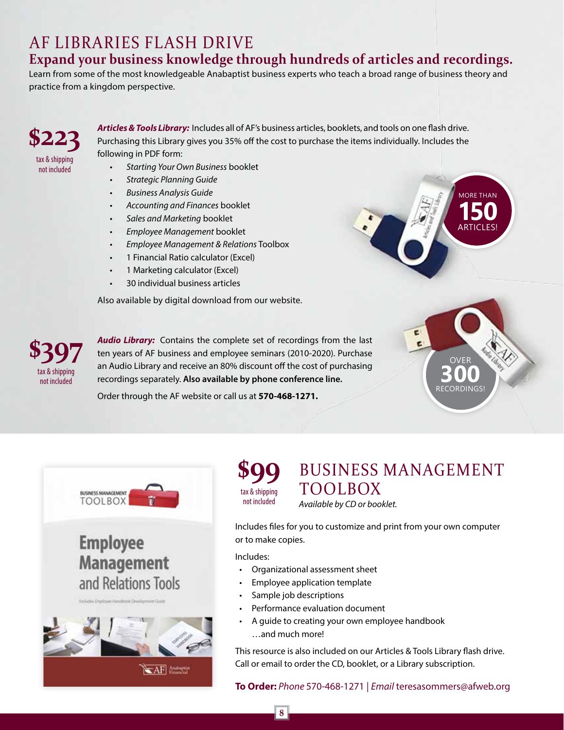# AF LIBRARIES FLASH DRIVE

## Expand your business knowledge through hundreds of articles and recordings.

Learn from some of the most knowledgeable Anabaptist business experts who teach a broad range of business theory and practice from a kingdom perspective.

**$223**
tax & shipping not included

***Articles & Tools Library:*** Includes all of AF's business articles, booklets, and tools on one flash drive. Purchasing this Library gives you 35% off the cost to purchase the items individually. Includes the following in PDF form:

- *Starting Your Own Business* booklet
- *Strategic Planning Guide*
- *Business Analysis Guide*
- *Accounting and Finances* booklet
- *Sales and Marketing* booklet
- *Employee Management* booklet
- *Employee Management & Relations* Toolbox
- 1 Financial Ratio calculator (Excel)
- 1 Marketing calculator (Excel)
- 30 individual business articles

Also available by digital download from our website.

MORE THAN **150** ARTICLES!

**$397**
tax & shipping not included

***Audio Library:*** Contains the complete set of recordings from the last ten years of AF business and employee seminars (2010-2020). Purchase an Audio Library and receive an 80% discount off the cost of purchasing recordings separately. **Also available by phone conference line.**

Order through the AF website or call us at **570-468-1271.**

OVER **300** RECORDINGS!

**$99**
tax & shipping not included

# BUSINESS MANAGEMENT TOOLBOX

*Available by CD or booklet.*

Includes files for you to customize and print from your own computer or to make copies.

Includes:

- Organizational assessment sheet
- Employee application template
- Sample job descriptions
- Performance evaluation document
- A guide to creating your own employee handbook …and much more!

This resource is also included on our Articles & Tools Library flash drive. Call or email to order the CD, booklet, or a Library subscription.

**To Order:** *Phone* 570-468-1271 | *Email* teresasommers@afweb.org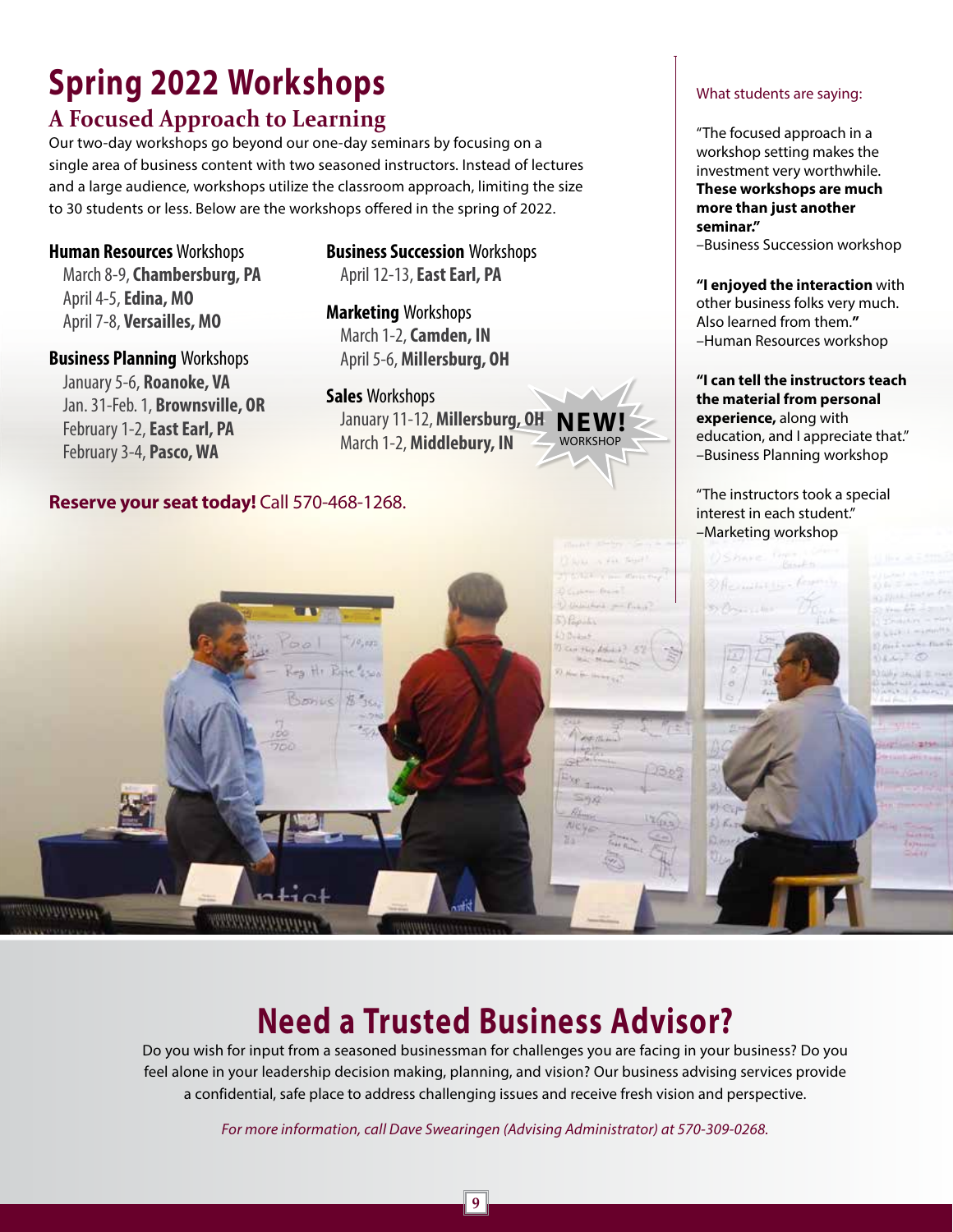# Spring 2022 Workshops

## A Focused Approach to Learning

Our two-day workshops go beyond our one-day seminars by focusing on a single area of business content with two seasoned instructors. Instead of lectures and a large audience, workshops utilize the classroom approach, limiting the size to 30 students or less. Below are the workshops offered in the spring of 2022.

**Human Resources** Workshops
- March 8-9, **Chambersburg, PA**
- April 4-5, **Edina, MO**
- April 7-8, **Versailles, MO**

**Business Planning** Workshops
- January 5-6, **Roanoke, VA**
- Jan. 31-Feb. 1, **Brownsville, OR**
- February 1-2, **East Earl, PA**
- February 3-4, **Pasco, WA**

**Business Succession** Workshops
- April 12-13, **East Earl, PA**

**Marketing** Workshops
- March 1-2, **Camden, IN**
- April 5-6, **Millersburg, OH**

**Sales** Workshops — **NEW!** WORKSHOP
- January 11-12, **Millersburg, OH**
- March 1-2, **Middlebury, IN**

**Reserve your seat today!** Call 570-468-1268.

What students are saying:

"The focused approach in a workshop setting makes the investment very worthwhile. **These workshops are much more than just another seminar.**"
–Business Succession workshop

**"I enjoyed the interaction** with other business folks very much. Also learned from them.**"**
–Human Resources workshop

**"I can tell the instructors teach the material from personal experience,** along with education, and I appreciate that."
–Business Planning workshop

"The instructors took a special interest in each student."
–Marketing workshop

# Need a Trusted Business Advisor?

Do you wish for input from a seasoned businessman for challenges you are facing in your business? Do you feel alone in your leadership decision making, planning, and vision? Our business advising services provide a confidential, safe place to address challenging issues and receive fresh vision and perspective.

*For more information, call Dave Swearingen (Advising Administrator) at 570-309-0268.*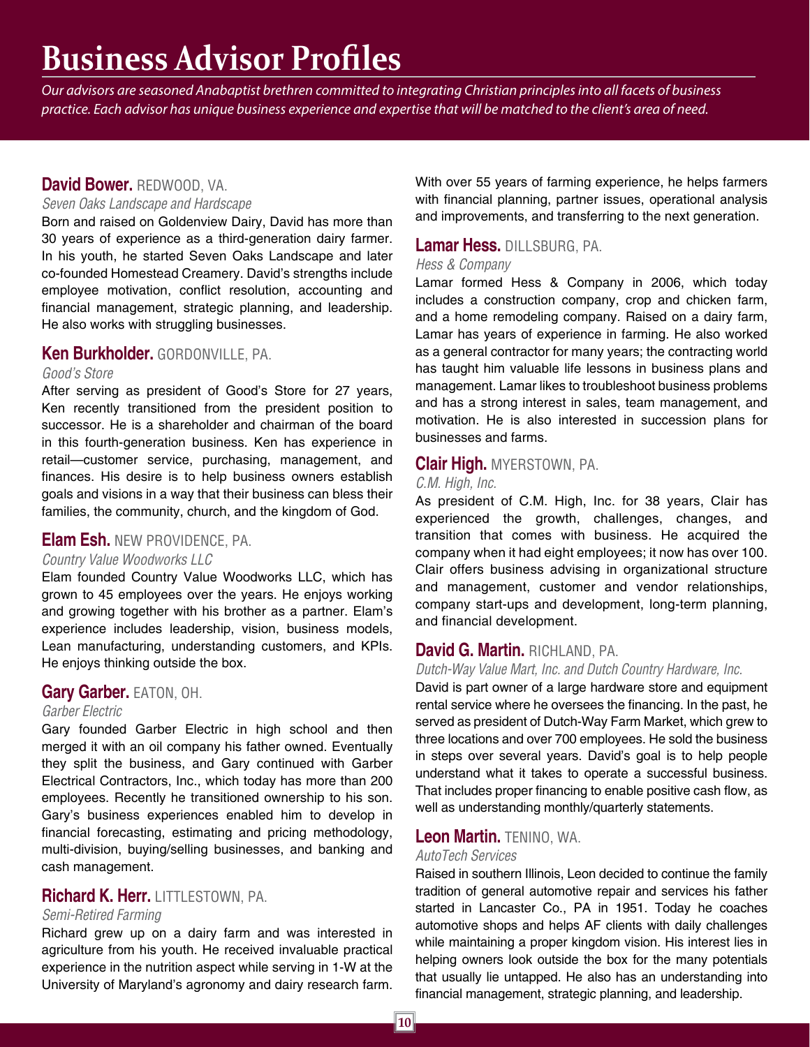# Business Advisor Profiles

*Our advisors are seasoned Anabaptist brethren committed to integrating Christian principles into all facets of business practice. Each advisor has unique business experience and expertise that will be matched to the client's area of need.*

### David Bower. REDWOOD, VA.

*Seven Oaks Landscape and Hardscape*

Born and raised on Goldenview Dairy, David has more than 30 years of experience as a third-generation dairy farmer. In his youth, he started Seven Oaks Landscape and later co-founded Homestead Creamery. David's strengths include employee motivation, conflict resolution, accounting and financial management, strategic planning, and leadership. He also works with struggling businesses.

### Ken Burkholder. GORDONVILLE, PA.

*Good's Store*

After serving as president of Good's Store for 27 years, Ken recently transitioned from the president position to successor. He is a shareholder and chairman of the board in this fourth-generation business. Ken has experience in retail—customer service, purchasing, management, and finances. His desire is to help business owners establish goals and visions in a way that their business can bless their families, the community, church, and the kingdom of God.

### Elam Esh. NEW PROVIDENCE, PA.

*Country Value Woodworks LLC*

Elam founded Country Value Woodworks LLC, which has grown to 45 employees over the years. He enjoys working and growing together with his brother as a partner. Elam's experience includes leadership, vision, business models, Lean manufacturing, understanding customers, and KPIs. He enjoys thinking outside the box.

### Gary Garber. EATON, OH.

*Garber Electric*

Gary founded Garber Electric in high school and then merged it with an oil company his father owned. Eventually they split the business, and Gary continued with Garber Electrical Contractors, Inc., which today has more than 200 employees. Recently he transitioned ownership to his son. Gary's business experiences enabled him to develop in financial forecasting, estimating and pricing methodology, multi-division, buying/selling businesses, and banking and cash management.

### Richard K. Herr. LITTLESTOWN, PA.

*Semi-Retired Farming*

Richard grew up on a dairy farm and was interested in agriculture from his youth. He received invaluable practical experience in the nutrition aspect while serving in 1-W at the University of Maryland's agronomy and dairy research farm. With over 55 years of farming experience, he helps farmers with financial planning, partner issues, operational analysis and improvements, and transferring to the next generation.

### Lamar Hess. DILLSBURG, PA.

*Hess & Company*

Lamar formed Hess & Company in 2006, which today includes a construction company, crop and chicken farm, and a home remodeling company. Raised on a dairy farm, Lamar has years of experience in farming. He also worked as a general contractor for many years; the contracting world has taught him valuable life lessons in business plans and management. Lamar likes to troubleshoot business problems and has a strong interest in sales, team management, and motivation. He is also interested in succession plans for businesses and farms.

### Clair High. MYERSTOWN, PA.

*C.M. High, Inc.*

As president of C.M. High, Inc. for 38 years, Clair has experienced the growth, challenges, changes, and transition that comes with business. He acquired the company when it had eight employees; it now has over 100. Clair offers business advising in organizational structure and management, customer and vendor relationships, company start-ups and development, long-term planning, and financial development.

### David G. Martin. RICHLAND, PA.

*Dutch-Way Value Mart, Inc. and Dutch Country Hardware, Inc.*

David is part owner of a large hardware store and equipment rental service where he oversees the financing. In the past, he served as president of Dutch-Way Farm Market, which grew to three locations and over 700 employees. He sold the business in steps over several years. David's goal is to help people understand what it takes to operate a successful business. That includes proper financing to enable positive cash flow, as well as understanding monthly/quarterly statements.

### Leon Martin. TENINO, WA.

*AutoTech Services*

Raised in southern Illinois, Leon decided to continue the family tradition of general automotive repair and services his father started in Lancaster Co., PA in 1951. Today he coaches automotive shops and helps AF clients with daily challenges while maintaining a proper kingdom vision. His interest lies in helping owners look outside the box for the many potentials that usually lie untapped. He also has an understanding into financial management, strategic planning, and leadership.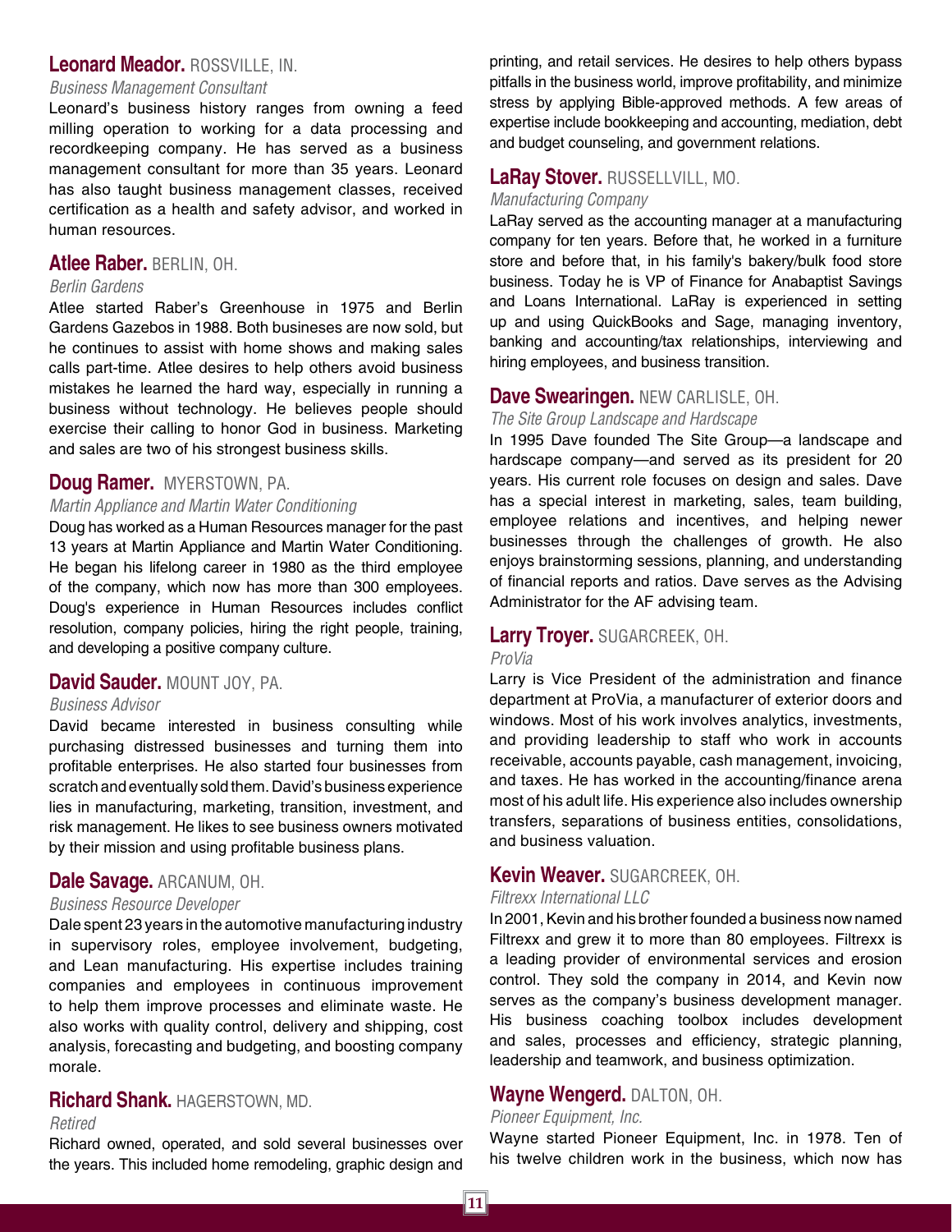### **Leonard Meador.** ROSSVILLE, IN.

*Business Management Consultant*

Leonard's business history ranges from owning a feed milling operation to working for a data processing and recordkeeping company. He has served as a business management consultant for more than 35 years. Leonard has also taught business management classes, received certification as a health and safety advisor, and worked in human resources.

### **Atlee Raber.** BERLIN, OH.

*Berlin Gardens*

Atlee started Raber's Greenhouse in 1975 and Berlin Gardens Gazebos in 1988. Both busineses are now sold, but he continues to assist with home shows and making sales calls part-time. Atlee desires to help others avoid business mistakes he learned the hard way, especially in running a business without technology. He believes people should exercise their calling to honor God in business. Marketing and sales are two of his strongest business skills.

### **Doug Ramer.** MYERSTOWN, PA.

*Martin Appliance and Martin Water Conditioning*

Doug has worked as a Human Resources manager for the past 13 years at Martin Appliance and Martin Water Conditioning. He began his lifelong career in 1980 as the third employee of the company, which now has more than 300 employees. Doug's experience in Human Resources includes conflict resolution, company policies, hiring the right people, training, and developing a positive company culture.

### **David Sauder.** MOUNT JOY, PA.

*Business Advisor*

David became interested in business consulting while purchasing distressed businesses and turning them into profitable enterprises. He also started four businesses from scratch and eventually sold them. David's business experience lies in manufacturing, marketing, transition, investment, and risk management. He likes to see business owners motivated by their mission and using profitable business plans.

### **Dale Savage.** ARCANUM, OH.

*Business Resource Developer*

Dale spent 23 years in the automotive manufacturing industry in supervisory roles, employee involvement, budgeting, and Lean manufacturing. His expertise includes training companies and employees in continuous improvement to help them improve processes and eliminate waste. He also works with quality control, delivery and shipping, cost analysis, forecasting and budgeting, and boosting company morale.

### **Richard Shank.** HAGERSTOWN, MD.

*Retired*

Richard owned, operated, and sold several businesses over the years. This included home remodeling, graphic design and printing, and retail services. He desires to help others bypass pitfalls in the business world, improve profitability, and minimize stress by applying Bible-approved methods. A few areas of expertise include bookkeeping and accounting, mediation, debt and budget counseling, and government relations.

### **LaRay Stover.** RUSSELLVILL, MO.

*Manufacturing Company*

LaRay served as the accounting manager at a manufacturing company for ten years. Before that, he worked in a furniture store and before that, in his family's bakery/bulk food store business. Today he is VP of Finance for Anabaptist Savings and Loans International. LaRay is experienced in setting up and using QuickBooks and Sage, managing inventory, banking and accounting/tax relationships, interviewing and hiring employees, and business transition.

### **Dave Swearingen.** NEW CARLISLE, OH.

*The Site Group Landscape and Hardscape*

In 1995 Dave founded The Site Group—a landscape and hardscape company—and served as its president for 20 years. His current role focuses on design and sales. Dave has a special interest in marketing, sales, team building, employee relations and incentives, and helping newer businesses through the challenges of growth. He also enjoys brainstorming sessions, planning, and understanding of financial reports and ratios. Dave serves as the Advising Administrator for the AF advising team.

### **Larry Troyer.** SUGARCREEK, OH.

*ProVia*

Larry is Vice President of the administration and finance department at ProVia, a manufacturer of exterior doors and windows. Most of his work involves analytics, investments, and providing leadership to staff who work in accounts receivable, accounts payable, cash management, invoicing, and taxes. He has worked in the accounting/finance arena most of his adult life. His experience also includes ownership transfers, separations of business entities, consolidations, and business valuation.

### **Kevin Weaver.** SUGARCREEK, OH.

*Filtrexx International LLC*

In 2001, Kevin and his brother founded a business now named Filtrexx and grew it to more than 80 employees. Filtrexx is a leading provider of environmental services and erosion control. They sold the company in 2014, and Kevin now serves as the company's business development manager. His business coaching toolbox includes development and sales, processes and efficiency, strategic planning, leadership and teamwork, and business optimization.

### **Wayne Wengerd.** DALTON, OH.

*Pioneer Equipment, Inc.*

Wayne started Pioneer Equipment, Inc. in 1978. Ten of his twelve children work in the business, which now has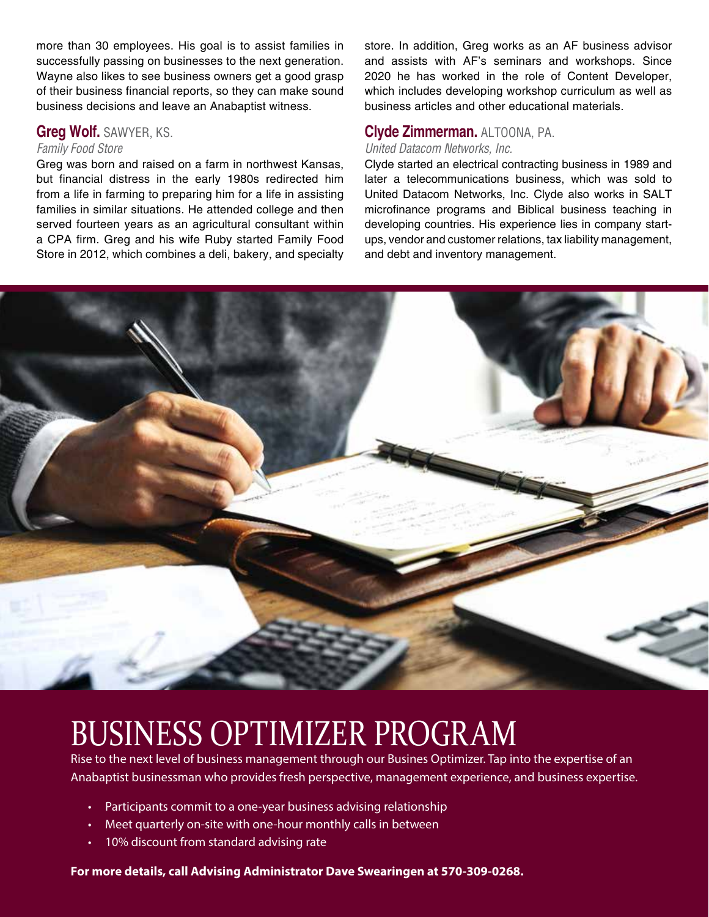more than 30 employees. His goal is to assist families in successfully passing on businesses to the next generation. Wayne also likes to see business owners get a good grasp of their business financial reports, so they can make sound business decisions and leave an Anabaptist witness.

### Greg Wolf. SAWYER, KS.

*Family Food Store*

Greg was born and raised on a farm in northwest Kansas, but financial distress in the early 1980s redirected him from a life in farming to preparing him for a life in assisting families in similar situations. He attended college and then served fourteen years as an agricultural consultant within a CPA firm. Greg and his wife Ruby started Family Food Store in 2012, which combines a deli, bakery, and specialty store. In addition, Greg works as an AF business advisor and assists with AF's seminars and workshops. Since 2020 he has worked in the role of Content Developer, which includes developing workshop curriculum as well as business articles and other educational materials.

### Clyde Zimmerman. ALTOONA, PA.

*United Datacom Networks, Inc.*

Clyde started an electrical contracting business in 1989 and later a telecommunications business, which was sold to United Datacom Networks, Inc. Clyde also works in SALT microfinance programs and Biblical business teaching in developing countries. His experience lies in company start-ups, vendor and customer relations, tax liability management, and debt and inventory management.

# BUSINESS OPTIMIZER PROGRAM

Rise to the next level of business management through our Busines Optimizer. Tap into the expertise of an Anabaptist businessman who provides fresh perspective, management experience, and business expertise.

- Participants commit to a one-year business advising relationship
- Meet quarterly on-site with one-hour monthly calls in between
- 10% discount from standard advising rate

**For more details, call Advising Administrator Dave Swearingen at 570-309-0268.**